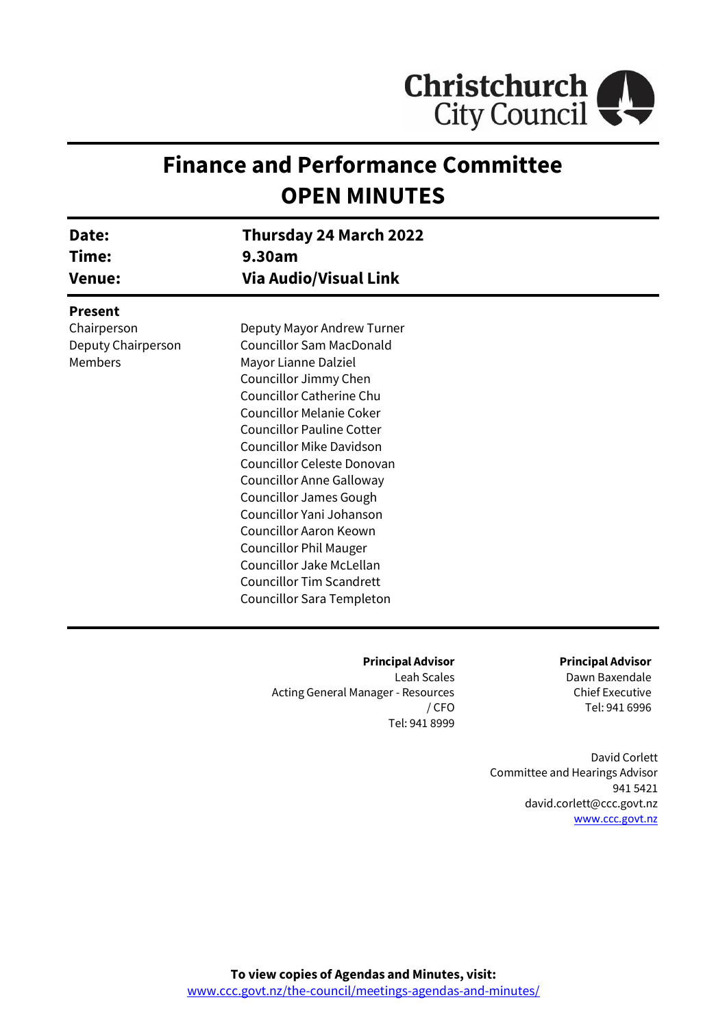Christchurch City Council

# Finance and Performance Committee
# OPEN MINUTES

| | |
|---|---|
| **Date:** | **Thursday 24 March 2022** |
| **Time:** | **9.30am** |
| **Venue:** | **Via Audio/Visual Link** |

**Present**

| | |
|---|---|
| Chairperson | Deputy Mayor Andrew Turner |
| Deputy Chairperson | Councillor Sam MacDonald |
| Members | Mayor Lianne Dalziel |
| | Councillor Jimmy Chen |
| | Councillor Catherine Chu |
| | Councillor Melanie Coker |
| | Councillor Pauline Cotter |
| | Councillor Mike Davidson |
| | Councillor Celeste Donovan |
| | Councillor Anne Galloway |
| | Councillor James Gough |
| | Councillor Yani Johanson |
| | Councillor Aaron Keown |
| | Councillor Phil Mauger |
| | Councillor Jake McLellan |
| | Councillor Tim Scandrett |
| | Councillor Sara Templeton |

**Principal Advisor**
Leah Scales
Acting General Manager - Resources / CFO
Tel: 941 8999

**Principal Advisor**
Dawn Baxendale
Chief Executive
Tel: 941 6996

David Corlett
Committee and Hearings Advisor
941 5421
david.corlett@ccc.govt.nz
www.ccc.govt.nz

**To view copies of Agendas and Minutes, visit:**
www.ccc.govt.nz/the-council/meetings-agendas-and-minutes/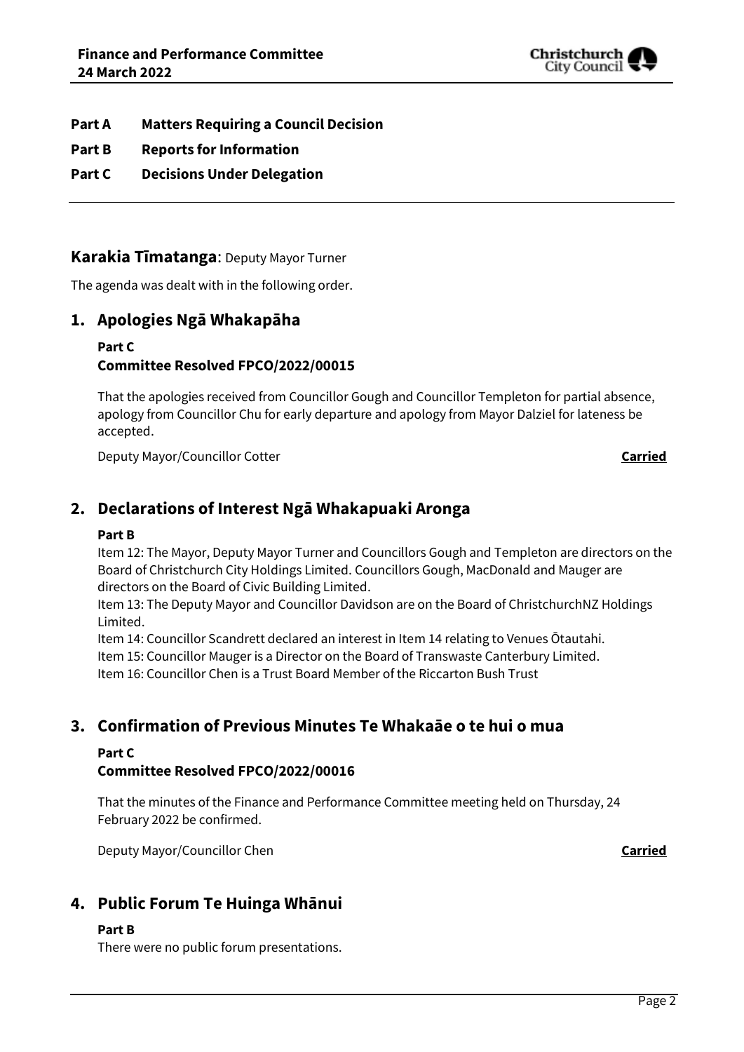**Part A Matters Requiring a Council Decision**

**Part B Reports for Information**

**Part C Decisions Under Delegation**

---

## Karakia Tīmatanga: Deputy Mayor Turner

The agenda was dealt with in the following order.

## 1. Apologies Ngā Whakapāha

**Part C**
**Committee Resolved FPCO/2022/00015**

That the apologies received from Councillor Gough and Councillor Templeton for partial absence, apology from Councillor Chu for early departure and apology from Mayor Dalziel for lateness be accepted.

Deputy Mayor/Councillor Cotter **Carried**

## 2. Declarations of Interest Ngā Whakapuaki Aronga

**Part B**

Item 12: The Mayor, Deputy Mayor Turner and Councillors Gough and Templeton are directors on the Board of Christchurch City Holdings Limited. Councillors Gough, MacDonald and Mauger are directors on the Board of Civic Building Limited.

Item 13: The Deputy Mayor and Councillor Davidson are on the Board of ChristchurchNZ Holdings Limited.

Item 14: Councillor Scandrett declared an interest in Item 14 relating to Venues Ōtautahi.

Item 15: Councillor Mauger is a Director on the Board of Transwaste Canterbury Limited.

Item 16: Councillor Chen is a Trust Board Member of the Riccarton Bush Trust

## 3. Confirmation of Previous Minutes Te Whakaāe o te hui o mua

**Part C**
**Committee Resolved FPCO/2022/00016**

That the minutes of the Finance and Performance Committee meeting held on Thursday, 24 February 2022 be confirmed.

Deputy Mayor/Councillor Chen **Carried**

## 4. Public Forum Te Huinga Whānui

**Part B**

There were no public forum presentations.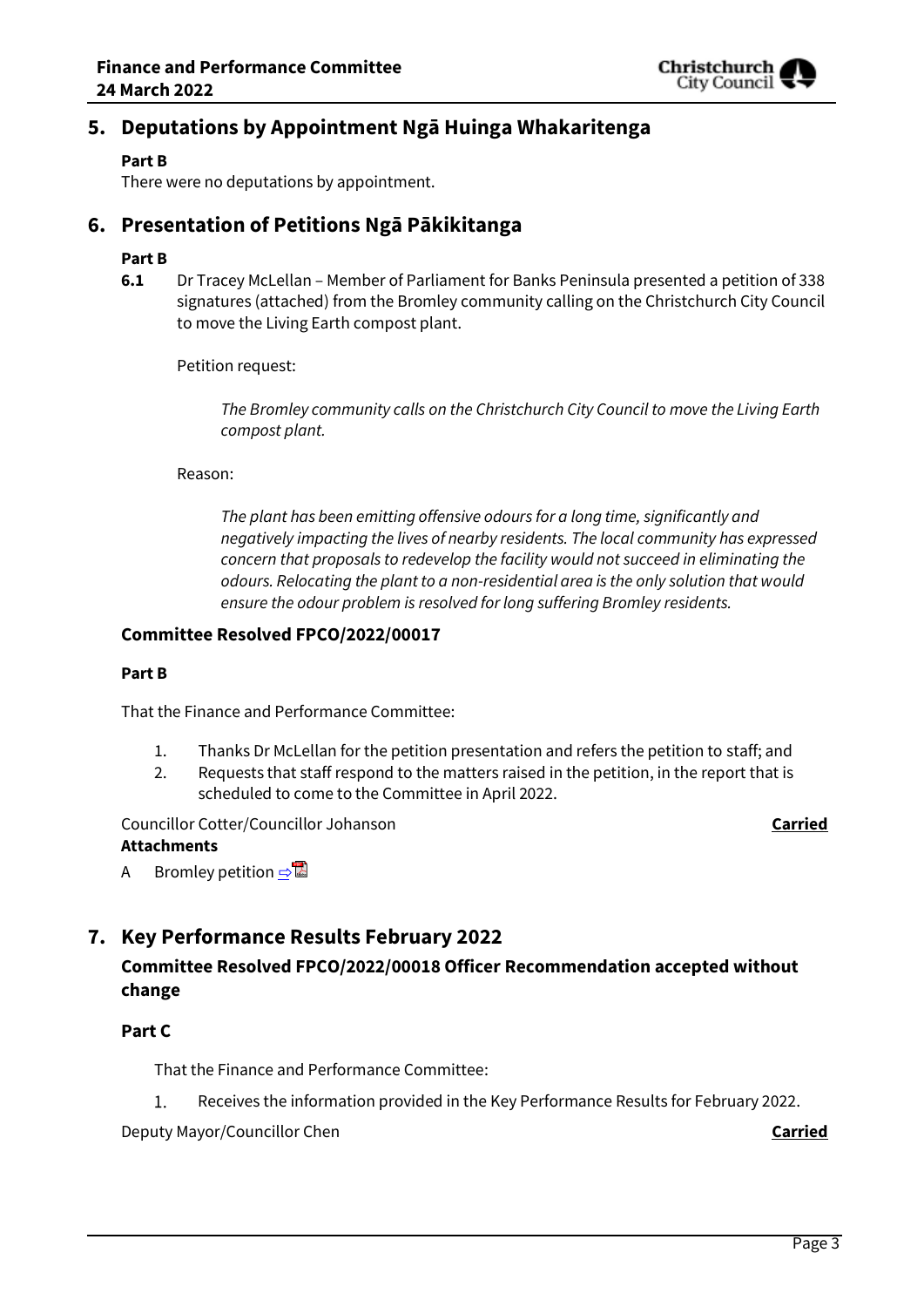## 5. Deputations by Appointment Ngā Huinga Whakaritenga

**Part B**

There were no deputations by appointment.

## 6. Presentation of Petitions Ngā Pākikitanga

**Part B**

**6.1** Dr Tracey McLellan – Member of Parliament for Banks Peninsula presented a petition of 338 signatures (attached) from the Bromley community calling on the Christchurch City Council to move the Living Earth compost plant.

Petition request:

*The Bromley community calls on the Christchurch City Council to move the Living Earth compost plant.*

Reason:

*The plant has been emitting offensive odours for a long time, significantly and negatively impacting the lives of nearby residents. The local community has expressed concern that proposals to redevelop the facility would not succeed in eliminating the odours. Relocating the plant to a non-residential area is the only solution that would ensure the odour problem is resolved for long suffering Bromley residents.*

### Committee Resolved FPCO/2022/00017

**Part B**

That the Finance and Performance Committee:

1. Thanks Dr McLellan for the petition presentation and refers the petition to staff; and
2. Requests that staff respond to the matters raised in the petition, in the report that is scheduled to come to the Committee in April 2022.

Councillor Cotter/Councillor Johanson **Carried**

**Attachments**

A Bromley petition

## 7. Key Performance Results February 2022

### Committee Resolved FPCO/2022/00018 Officer Recommendation accepted without change

**Part C**

That the Finance and Performance Committee:

1. Receives the information provided in the Key Performance Results for February 2022.

Deputy Mayor/Councillor Chen **Carried**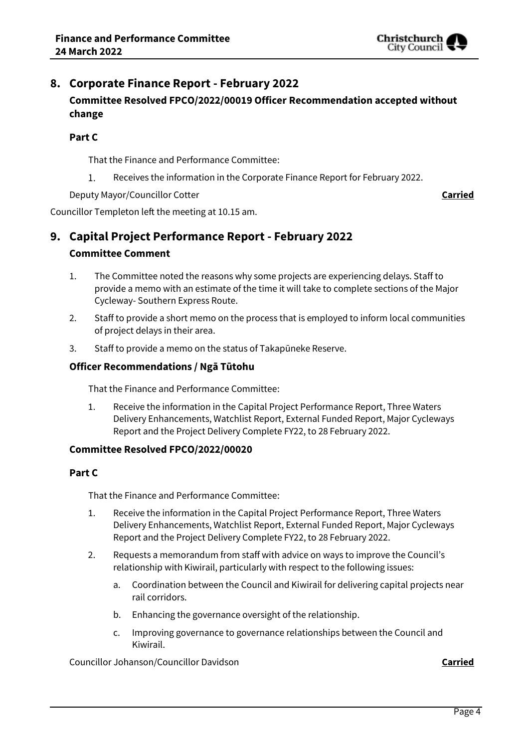## 8. Corporate Finance Report - February 2022

**Committee Resolved FPCO/2022/00019 Officer Recommendation accepted without change**

**Part C**

That the Finance and Performance Committee:

1. Receives the information in the Corporate Finance Report for February 2022.

Deputy Mayor/Councillor Cotter **Carried**

Councillor Templeton left the meeting at 10.15 am.

## 9. Capital Project Performance Report - February 2022

**Committee Comment**

1. The Committee noted the reasons why some projects are experiencing delays. Staff to provide a memo with an estimate of the time it will take to complete sections of the Major Cycleway- Southern Express Route.
2. Staff to provide a short memo on the process that is employed to inform local communities of project delays in their area.
3. Staff to provide a memo on the status of Takapūneke Reserve.

**Officer Recommendations / Ngā Tūtohu**

That the Finance and Performance Committee:

1. Receive the information in the Capital Project Performance Report, Three Waters Delivery Enhancements, Watchlist Report, External Funded Report, Major Cycleways Report and the Project Delivery Complete FY22, to 28 February 2022.

**Committee Resolved FPCO/2022/00020**

**Part C**

That the Finance and Performance Committee:

1. Receive the information in the Capital Project Performance Report, Three Waters Delivery Enhancements, Watchlist Report, External Funded Report, Major Cycleways Report and the Project Delivery Complete FY22, to 28 February 2022.
2. Requests a memorandum from staff with advice on ways to improve the Council's relationship with Kiwirail, particularly with respect to the following issues:
    a. Coordination between the Council and Kiwirail for delivering capital projects near rail corridors.
    b. Enhancing the governance oversight of the relationship.
    c. Improving governance to governance relationships between the Council and Kiwirail.

Councillor Johanson/Councillor Davidson **Carried**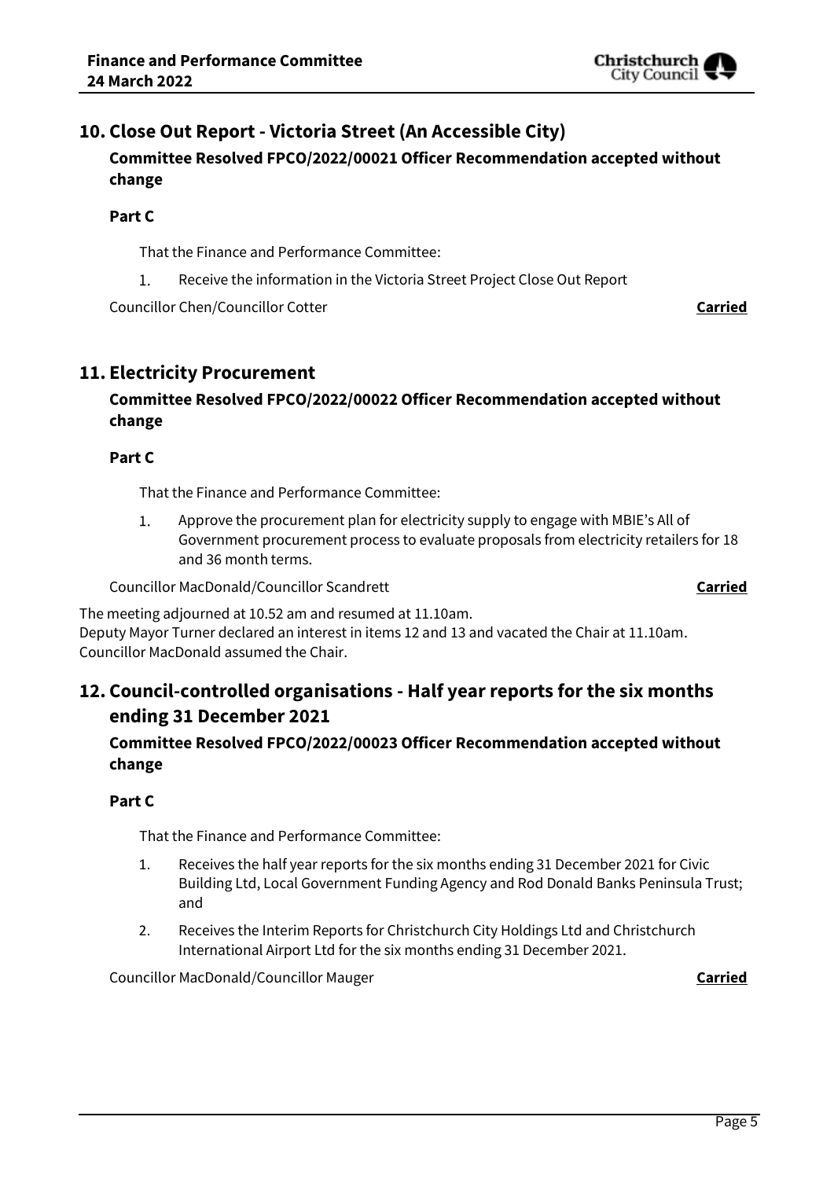## 10. Close Out Report - Victoria Street (An Accessible City)

### Committee Resolved FPCO/2022/00021 Officer Recommendation accepted without change

**Part C**

That the Finance and Performance Committee:

1. Receive the information in the Victoria Street Project Close Out Report

Councillor Chen/Councillor Cotter **Carried**

## 11. Electricity Procurement

### Committee Resolved FPCO/2022/00022 Officer Recommendation accepted without change

**Part C**

That the Finance and Performance Committee:

1. Approve the procurement plan for electricity supply to engage with MBIE's All of Government procurement process to evaluate proposals from electricity retailers for 18 and 36 month terms.

Councillor MacDonald/Councillor Scandrett **Carried**

The meeting adjourned at 10.52 am and resumed at 11.10am.
Deputy Mayor Turner declared an interest in items 12 and 13 and vacated the Chair at 11.10am.
Councillor MacDonald assumed the Chair.

## 12. Council-controlled organisations - Half year reports for the six months ending 31 December 2021

### Committee Resolved FPCO/2022/00023 Officer Recommendation accepted without change

**Part C**

That the Finance and Performance Committee:

1. Receives the half year reports for the six months ending 31 December 2021 for Civic Building Ltd, Local Government Funding Agency and Rod Donald Banks Peninsula Trust; and
2. Receives the Interim Reports for Christchurch City Holdings Ltd and Christchurch International Airport Ltd for the six months ending 31 December 2021.

Councillor MacDonald/Councillor Mauger **Carried**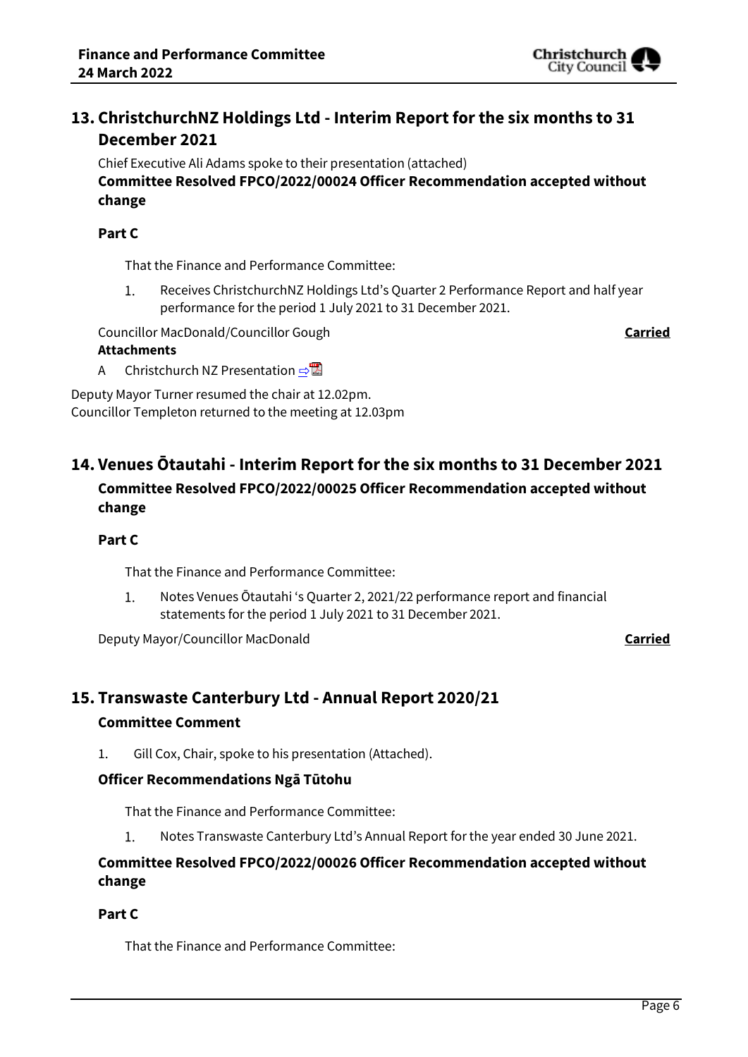## 13. ChristchurchNZ Holdings Ltd - Interim Report for the six months to 31 December 2021

Chief Executive Ali Adams spoke to their presentation (attached)

**Committee Resolved FPCO/2022/00024 Officer Recommendation accepted without change**

**Part C**

That the Finance and Performance Committee:

1. Receives ChristchurchNZ Holdings Ltd's Quarter 2 Performance Report and half year performance for the period 1 July 2021 to 31 December 2021.

Councillor MacDonald/Councillor Gough **Carried**

**Attachments**

A Christchurch NZ Presentation ⇨

Deputy Mayor Turner resumed the chair at 12.02pm.
Councillor Templeton returned to the meeting at 12.03pm

## 14. Venues Ōtautahi - Interim Report for the six months to 31 December 2021

**Committee Resolved FPCO/2022/00025 Officer Recommendation accepted without change**

**Part C**

That the Finance and Performance Committee:

1. Notes Venues Ōtautahi 's Quarter 2, 2021/22 performance report and financial statements for the period 1 July 2021 to 31 December 2021.

Deputy Mayor/Councillor MacDonald **Carried**

## 15. Transwaste Canterbury Ltd - Annual Report 2020/21

**Committee Comment**

1. Gill Cox, Chair, spoke to his presentation (Attached).

**Officer Recommendations Ngā Tūtohu**

That the Finance and Performance Committee:

1. Notes Transwaste Canterbury Ltd's Annual Report for the year ended 30 June 2021.

**Committee Resolved FPCO/2022/00026 Officer Recommendation accepted without change**

**Part C**

That the Finance and Performance Committee: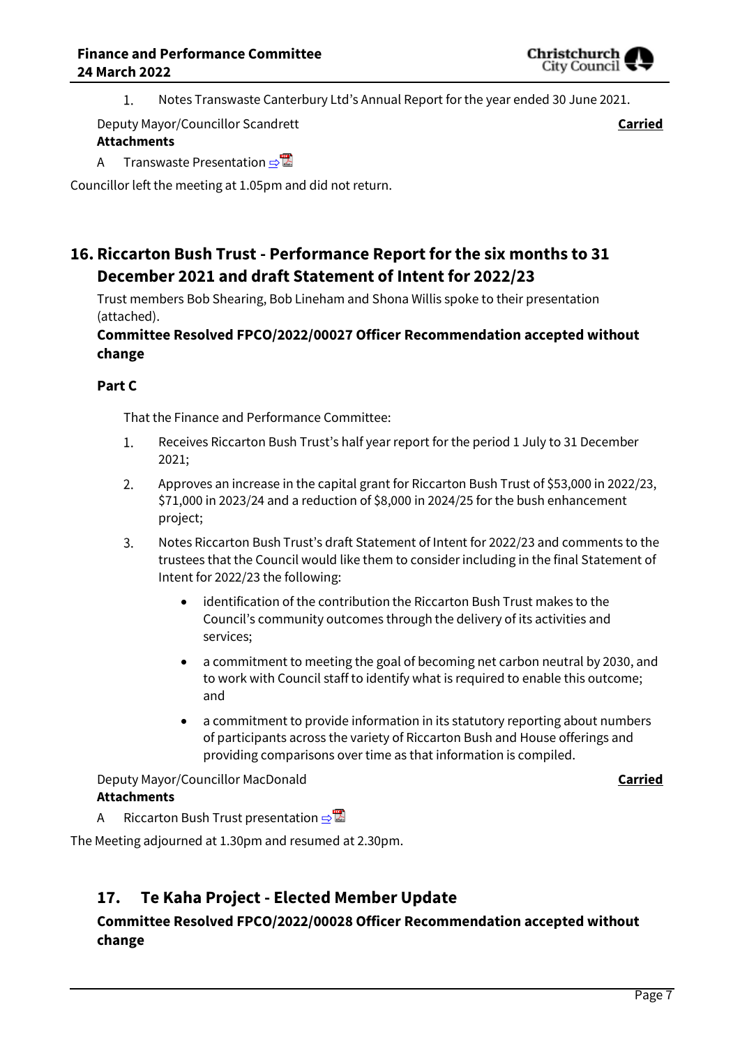1. Notes Transwaste Canterbury Ltd's Annual Report for the year ended 30 June 2021.

Deputy Mayor/Councillor Scandrett **Carried**

**Attachments**

A Transwaste Presentation ⇨

Councillor left the meeting at 1.05pm and did not return.

## 16. Riccarton Bush Trust - Performance Report for the six months to 31 December 2021 and draft Statement of Intent for 2022/23

Trust members Bob Shearing, Bob Lineham and Shona Willis spoke to their presentation (attached).

**Committee Resolved FPCO/2022/00027 Officer Recommendation accepted without change**

**Part C**

That the Finance and Performance Committee:

1. Receives Riccarton Bush Trust's half year report for the period 1 July to 31 December 2021;
2. Approves an increase in the capital grant for Riccarton Bush Trust of $53,000 in 2022/23, $71,000 in 2023/24 and a reduction of $8,000 in 2024/25 for the bush enhancement project;
3. Notes Riccarton Bush Trust's draft Statement of Intent for 2022/23 and comments to the trustees that the Council would like them to consider including in the final Statement of Intent for 2022/23 the following:
   - identification of the contribution the Riccarton Bush Trust makes to the Council's community outcomes through the delivery of its activities and services;
   - a commitment to meeting the goal of becoming net carbon neutral by 2030, and to work with Council staff to identify what is required to enable this outcome; and
   - a commitment to provide information in its statutory reporting about numbers of participants across the variety of Riccarton Bush and House offerings and providing comparisons over time as that information is compiled.

Deputy Mayor/Councillor MacDonald **Carried**

**Attachments**

A Riccarton Bush Trust presentation ⇨

The Meeting adjourned at 1.30pm and resumed at 2.30pm.

## 17. Te Kaha Project - Elected Member Update

**Committee Resolved FPCO/2022/00028 Officer Recommendation accepted without change**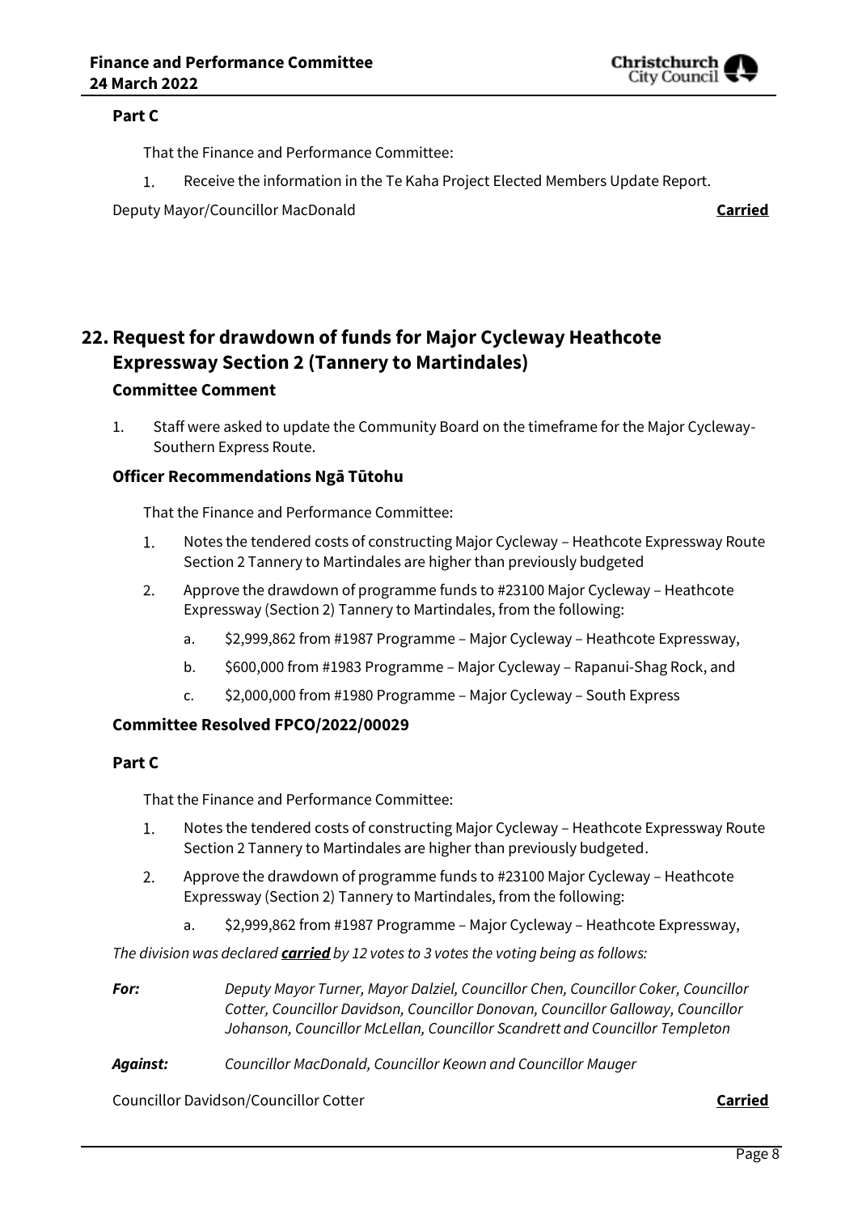**Part C**

That the Finance and Performance Committee:

1. Receive the information in the Te Kaha Project Elected Members Update Report.

Deputy Mayor/Councillor MacDonald **Carried**

## 22. Request for drawdown of funds for Major Cycleway Heathcote Expressway Section 2 (Tannery to Martindales)

### Committee Comment

1. Staff were asked to update the Community Board on the timeframe for the Major Cycleway-Southern Express Route.

### Officer Recommendations Ngā Tūtohu

That the Finance and Performance Committee:

1. Notes the tendered costs of constructing Major Cycleway – Heathcote Expressway Route Section 2 Tannery to Martindales are higher than previously budgeted
2. Approve the drawdown of programme funds to #23100 Major Cycleway – Heathcote Expressway (Section 2) Tannery to Martindales, from the following:
   a. \$2,999,862 from #1987 Programme – Major Cycleway – Heathcote Expressway,
   b. \$600,000 from #1983 Programme – Major Cycleway – Rapanui-Shag Rock, and
   c. \$2,000,000 from #1980 Programme – Major Cycleway – South Express

### Committee Resolved FPCO/2022/00029

**Part C**

That the Finance and Performance Committee:

1. Notes the tendered costs of constructing Major Cycleway – Heathcote Expressway Route Section 2 Tannery to Martindales are higher than previously budgeted.
2. Approve the drawdown of programme funds to #23100 Major Cycleway – Heathcote Expressway (Section 2) Tannery to Martindales, from the following:
   a. \$2,999,862 from #1987 Programme – Major Cycleway – Heathcote Expressway,

*The division was declared **carried** by 12 votes to 3 votes the voting being as follows:*

***For:*** *Deputy Mayor Turner, Mayor Dalziel, Councillor Chen, Councillor Coker, Councillor Cotter, Councillor Davidson, Councillor Donovan, Councillor Galloway, Councillor Johanson, Councillor McLellan, Councillor Scandrett and Councillor Templeton*

***Against:*** *Councillor MacDonald, Councillor Keown and Councillor Mauger*

Councillor Davidson/Councillor Cotter **Carried**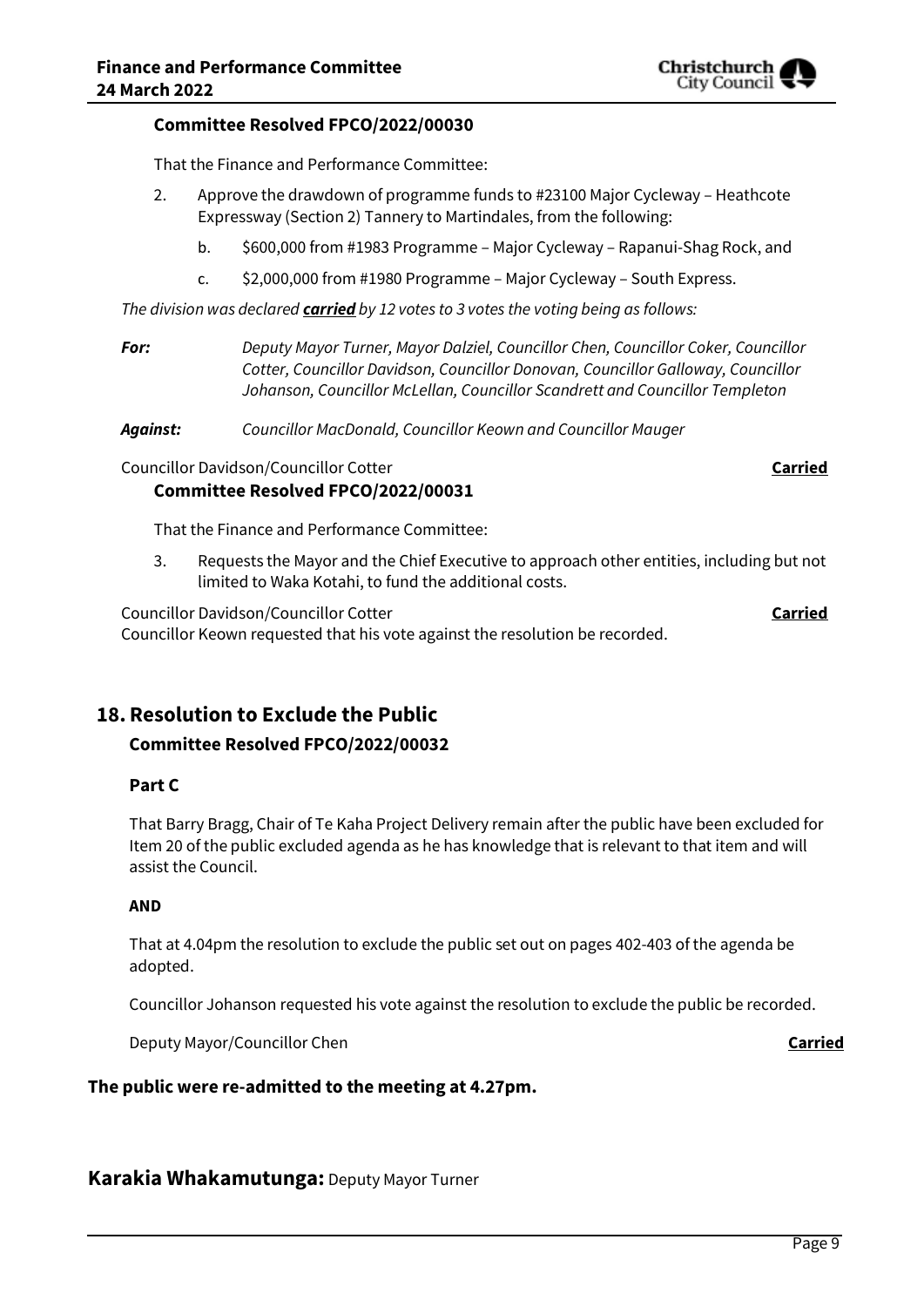### Committee Resolved FPCO/2022/00030

That the Finance and Performance Committee:

2. Approve the drawdown of programme funds to #23100 Major Cycleway – Heathcote Expressway (Section 2) Tannery to Martindales, from the following:
   b. $600,000 from #1983 Programme – Major Cycleway – Rapanui-Shag Rock, and
   c. $2,000,000 from #1980 Programme – Major Cycleway – South Express.

*The division was declared **carried** by 12 votes to 3 votes the voting being as follows:*

***For:*** *Deputy Mayor Turner, Mayor Dalziel, Councillor Chen, Councillor Coker, Councillor Cotter, Councillor Davidson, Councillor Donovan, Councillor Galloway, Councillor Johanson, Councillor McLellan, Councillor Scandrett and Councillor Templeton*

***Against:*** *Councillor MacDonald, Councillor Keown and Councillor Mauger*

Councillor Davidson/Councillor Cotter **Carried**

### Committee Resolved FPCO/2022/00031

That the Finance and Performance Committee:

3. Requests the Mayor and the Chief Executive to approach other entities, including but not limited to Waka Kotahi, to fund the additional costs.

Councillor Davidson/Councillor Cotter **Carried**

Councillor Keown requested that his vote against the resolution be recorded.

## 18. Resolution to Exclude the Public

### Committee Resolved FPCO/2022/00032

**Part C**

That Barry Bragg, Chair of Te Kaha Project Delivery remain after the public have been excluded for Item 20 of the public excluded agenda as he has knowledge that is relevant to that item and will assist the Council.

**AND**

That at 4.04pm the resolution to exclude the public set out on pages 402-403 of the agenda be adopted.

Councillor Johanson requested his vote against the resolution to exclude the public be recorded.

Deputy Mayor/Councillor Chen **Carried**

**The public were re-admitted to the meeting at 4.27pm.**

**Karakia Whakamutunga:** Deputy Mayor Turner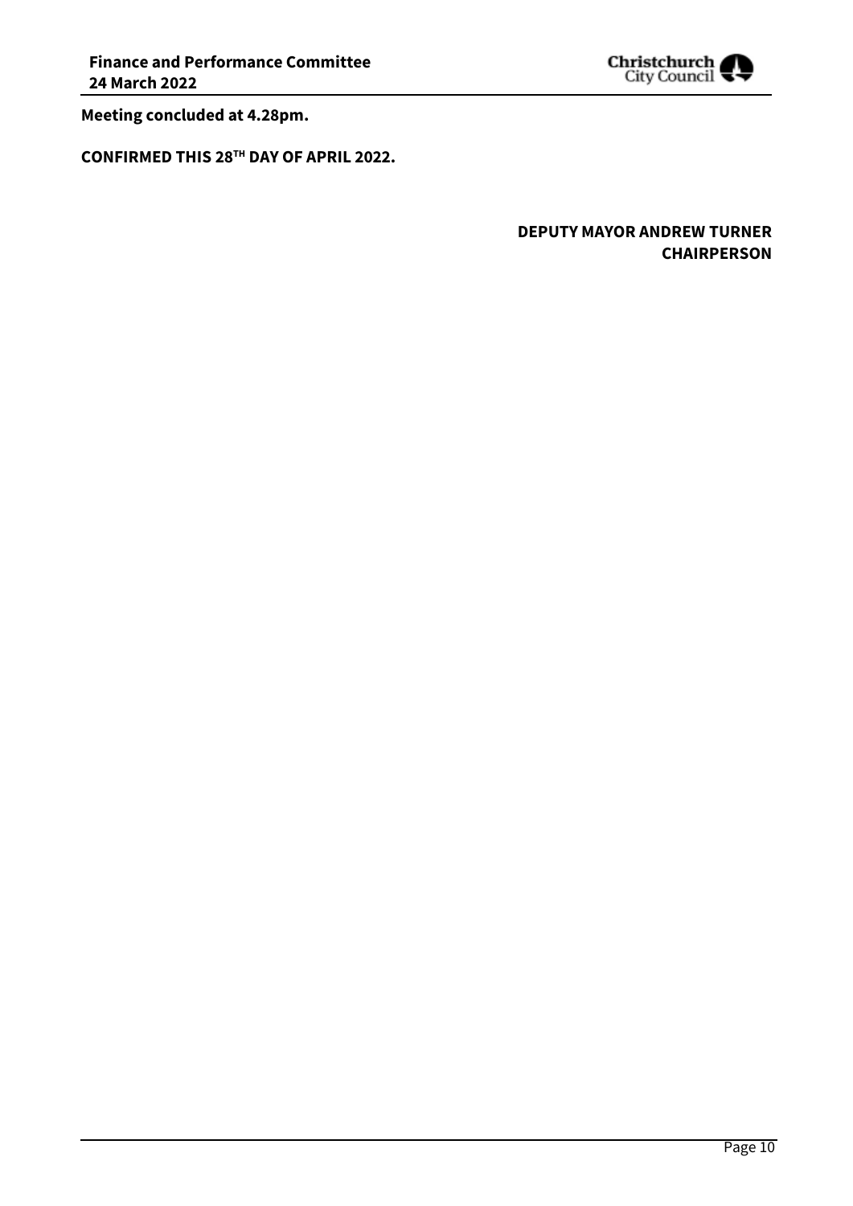**Meeting concluded at 4.28pm.**

**CONFIRMED THIS 28TH DAY OF APRIL 2022.**

**DEPUTY MAYOR ANDREW TURNER**
**CHAIRPERSON**